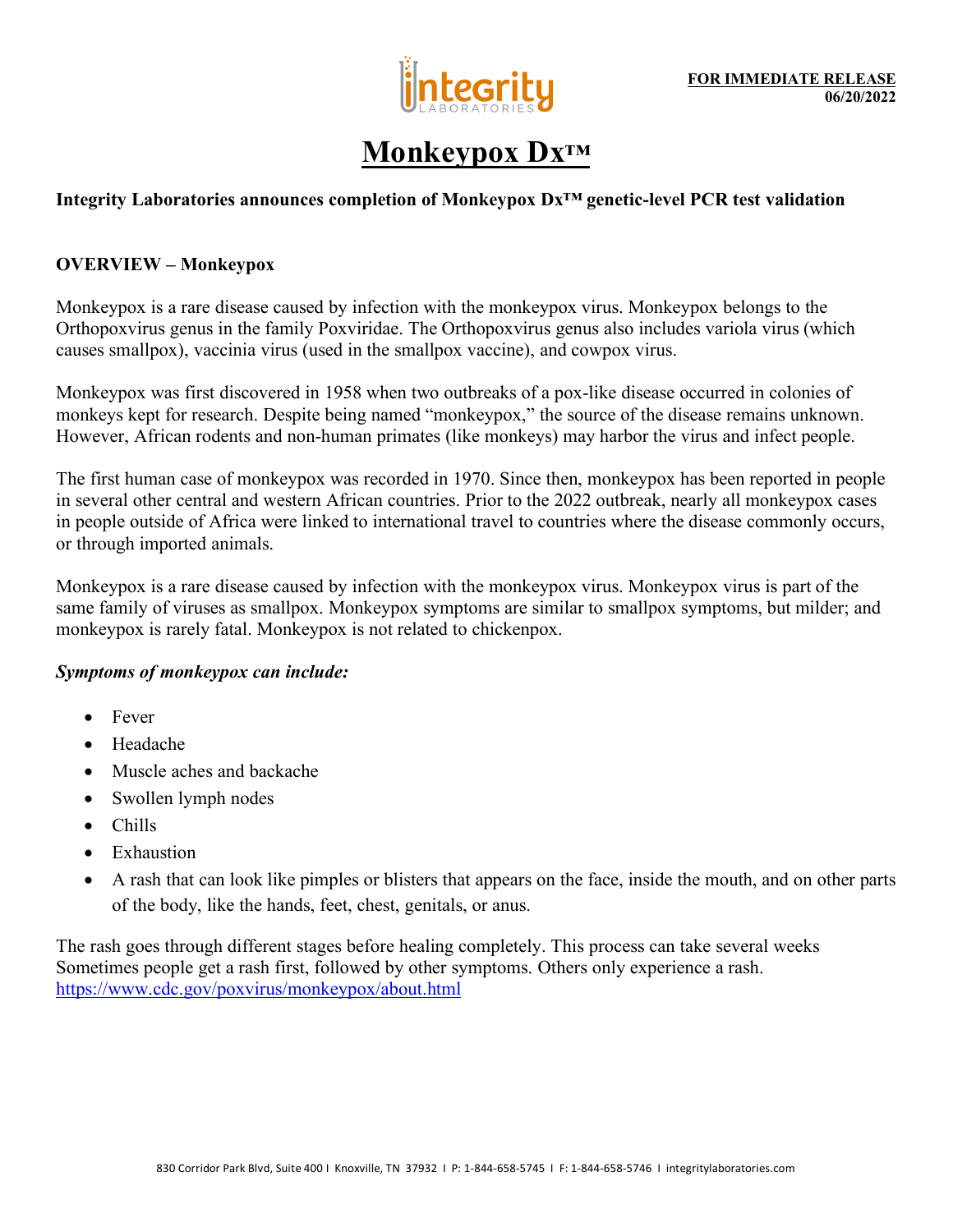**FOR IMMEDIATE RELEASE**
**06/20/2022**

# Monkeypox Dx™

**Integrity Laboratories announces completion of Monkeypox Dx™ genetic-level PCR test validation**

## OVERVIEW – Monkeypox

Monkeypox is a rare disease caused by infection with the monkeypox virus. Monkeypox belongs to the Orthopoxvirus genus in the family Poxviridae. The Orthopoxvirus genus also includes variola virus (which causes smallpox), vaccinia virus (used in the smallpox vaccine), and cowpox virus.

Monkeypox was first discovered in 1958 when two outbreaks of a pox-like disease occurred in colonies of monkeys kept for research. Despite being named "monkeypox," the source of the disease remains unknown. However, African rodents and non-human primates (like monkeys) may harbor the virus and infect people.

The first human case of monkeypox was recorded in 1970. Since then, monkeypox has been reported in people in several other central and western African countries. Prior to the 2022 outbreak, nearly all monkeypox cases in people outside of Africa were linked to international travel to countries where the disease commonly occurs, or through imported animals.

Monkeypox is a rare disease caused by infection with the monkeypox virus. Monkeypox virus is part of the same family of viruses as smallpox. Monkeypox symptoms are similar to smallpox symptoms, but milder; and monkeypox is rarely fatal. Monkeypox is not related to chickenpox.

***Symptoms of monkeypox can include:***

- Fever
- Headache
- Muscle aches and backache
- Swollen lymph nodes
- Chills
- Exhaustion
- A rash that can look like pimples or blisters that appears on the face, inside the mouth, and on other parts of the body, like the hands, feet, chest, genitals, or anus.

The rash goes through different stages before healing completely. This process can take several weeks Sometimes people get a rash first, followed by other symptoms. Others only experience a rash.
https://www.cdc.gov/poxvirus/monkeypox/about.html

830 Corridor Park Blvd, Suite 400 I Knoxville, TN 37932 I P: 1-844-658-5745 I F: 1-844-658-5746 I integritylaboratories.com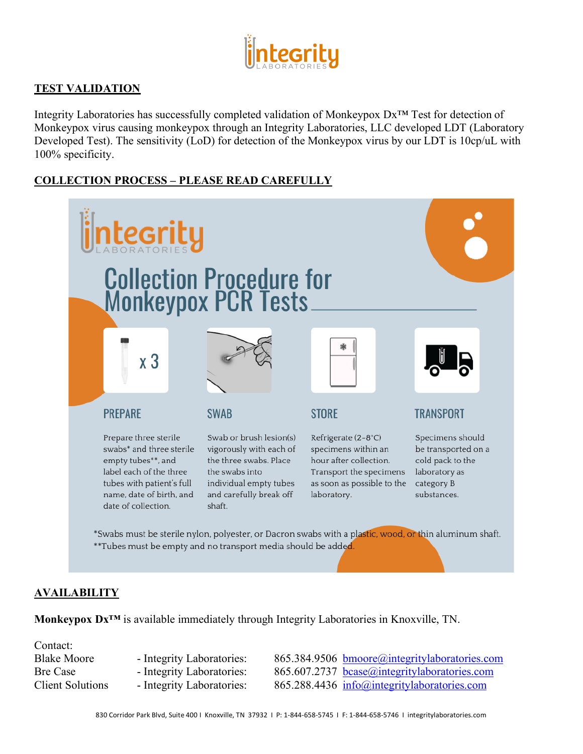## TEST VALIDATION

Integrity Laboratories has successfully completed validation of Monkeypox Dx™ Test for detection of Monkeypox virus causing monkeypox through an Integrity Laboratories, LLC developed LDT (Laboratory Developed Test). The sensitivity (LoD) for detection of the Monkeypox virus by our LDT is 10cp/uL with 100% specificity.

## COLLECTION PROCESS – PLEASE READ CAREFULLY

# Collection Procedure for Monkeypox PCR Tests

x 3

### PREPARE

Prepare three sterile swabs* and three sterile empty tubes**, and label each of the three tubes with patient's full name, date of birth, and date of collection.

### SWAB

Swab or brush lesion(s) vigorously with each of the three swabs. Place the swabs into individual empty tubes and carefully break off shaft.

### STORE

Refrigerate (2-8°C) specimens within an hour after collection. Transport the specimens as soon as possible to the laboratory.

### TRANSPORT

Specimens should be transported on a cold pack to the laboratory as category B substances.

*Swabs must be sterile nylon, polyester, or Dacron swabs with a plastic, wood, or thin aluminum shaft.
**Tubes must be empty and no transport media should be added.

## AVAILABILITY

**Monkeypox Dx™** is available immediately through Integrity Laboratories in Knoxville, TN.

Contact:

| | | | |
|---|---|---|---|
| Blake Moore | - Integrity Laboratories: | 865.384.9506 | bmoore@integritylaboratories.com |
| Bre Case | - Integrity Laboratories: | 865.607.2737 | bcase@integritylaboratories.com |
| Client Solutions | - Integrity Laboratories: | 865.288.4436 | info@integritylaboratories.com |

830 Corridor Park Blvd, Suite 400 I Knoxville, TN 37932 I P: 1-844-658-5745 I F: 1-844-658-5746 I integritylaboratories.com